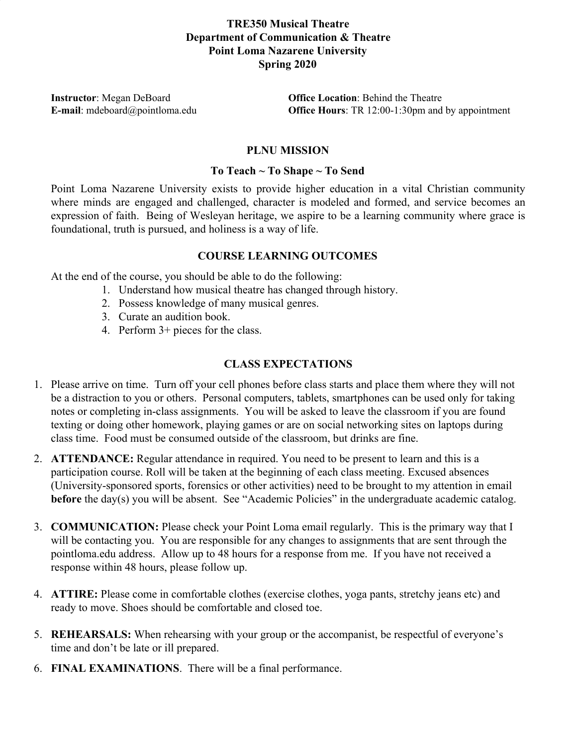# TRE350 Musical Theatre
## Department of Communication & Theatre
## Point Loma Nazarene University
## Spring 2020

**Instructor**: Megan DeBoard
**E-mail**: mdeboard@pointloma.edu
**Office Location**: Behind the Theatre
**Office Hours**: TR 12:00-1:30pm and by appointment

## PLNU MISSION

### To Teach ~ To Shape ~ To Send

Point Loma Nazarene University exists to provide higher education in a vital Christian community where minds are engaged and challenged, character is modeled and formed, and service becomes an expression of faith. Being of Wesleyan heritage, we aspire to be a learning community where grace is foundational, truth is pursued, and holiness is a way of life.

## COURSE LEARNING OUTCOMES

At the end of the course, you should be able to do the following:

1. Understand how musical theatre has changed through history.
2. Possess knowledge of many musical genres.
3. Curate an audition book.
4. Perform 3+ pieces for the class.

## CLASS EXPECTATIONS

1. Please arrive on time. Turn off your cell phones before class starts and place them where they will not be a distraction to you or others. Personal computers, tablets, smartphones can be used only for taking notes or completing in-class assignments. You will be asked to leave the classroom if you are found texting or doing other homework, playing games or are on social networking sites on laptops during class time. Food must be consumed outside of the classroom, but drinks are fine.
2. **ATTENDANCE:** Regular attendance in required. You need to be present to learn and this is a participation course. Roll will be taken at the beginning of each class meeting. Excused absences (University-sponsored sports, forensics or other activities) need to be brought to my attention in email **before** the day(s) you will be absent. See "Academic Policies" in the undergraduate academic catalog.
3. **COMMUNICATION:** Please check your Point Loma email regularly. This is the primary way that I will be contacting you. You are responsible for any changes to assignments that are sent through the pointloma.edu address. Allow up to 48 hours for a response from me. If you have not received a response within 48 hours, please follow up.
4. **ATTIRE:** Please come in comfortable clothes (exercise clothes, yoga pants, stretchy jeans etc) and ready to move. Shoes should be comfortable and closed toe.
5. **REHEARSALS:** When rehearsing with your group or the accompanist, be respectful of everyone's time and don't be late or ill prepared.
6. **FINAL EXAMINATIONS**. There will be a final performance.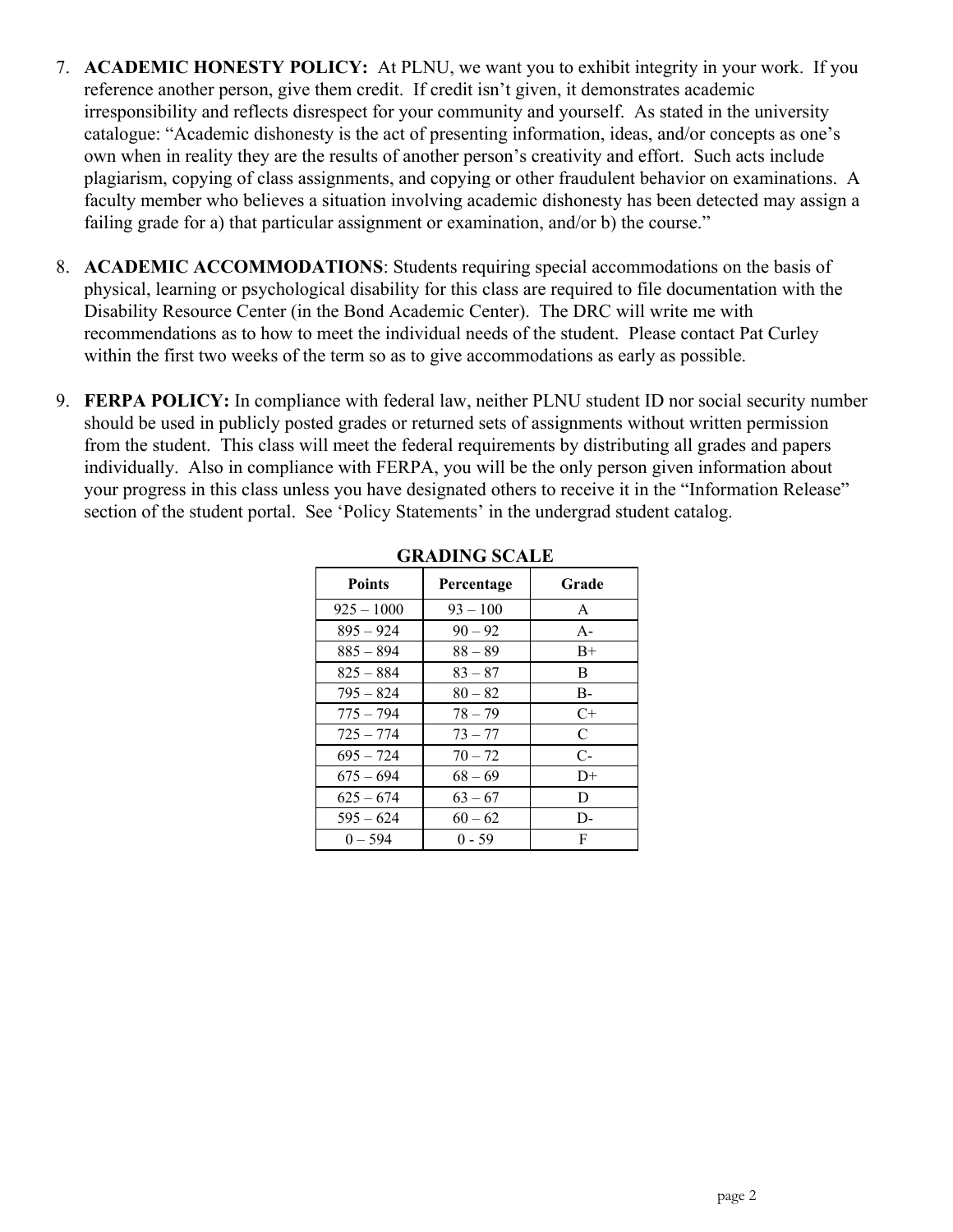7. **ACADEMIC HONESTY POLICY:** At PLNU, we want you to exhibit integrity in your work. If you reference another person, give them credit. If credit isn't given, it demonstrates academic irresponsibility and reflects disrespect for your community and yourself. As stated in the university catalogue: "Academic dishonesty is the act of presenting information, ideas, and/or concepts as one's own when in reality they are the results of another person's creativity and effort. Such acts include plagiarism, copying of class assignments, and copying or other fraudulent behavior on examinations. A faculty member who believes a situation involving academic dishonesty has been detected may assign a failing grade for a) that particular assignment or examination, and/or b) the course."

8. **ACADEMIC ACCOMMODATIONS**: Students requiring special accommodations on the basis of physical, learning or psychological disability for this class are required to file documentation with the Disability Resource Center (in the Bond Academic Center). The DRC will write me with recommendations as to how to meet the individual needs of the student. Please contact Pat Curley within the first two weeks of the term so as to give accommodations as early as possible.

9. **FERPA POLICY:** In compliance with federal law, neither PLNU student ID nor social security number should be used in publicly posted grades or returned sets of assignments without written permission from the student. This class will meet the federal requirements by distributing all grades and papers individually. Also in compliance with FERPA, you will be the only person given information about your progress in this class unless you have designated others to receive it in the "Information Release" section of the student portal. See 'Policy Statements' in the undergrad student catalog.

**GRADING SCALE**

| Points | Percentage | Grade |
|---|---|---|
| 925 – 1000 | 93 – 100 | A |
| 895 – 924 | 90 – 92 | A- |
| 885 – 894 | 88 – 89 | B+ |
| 825 – 884 | 83 – 87 | B |
| 795 – 824 | 80 – 82 | B- |
| 775 – 794 | 78 – 79 | C+ |
| 725 – 774 | 73 – 77 | C |
| 695 – 724 | 70 – 72 | C- |
| 675 – 694 | 68 – 69 | D+ |
| 625 – 674 | 63 – 67 | D |
| 595 – 624 | 60 – 62 | D- |
| 0 – 594 | 0 - 59 | F |